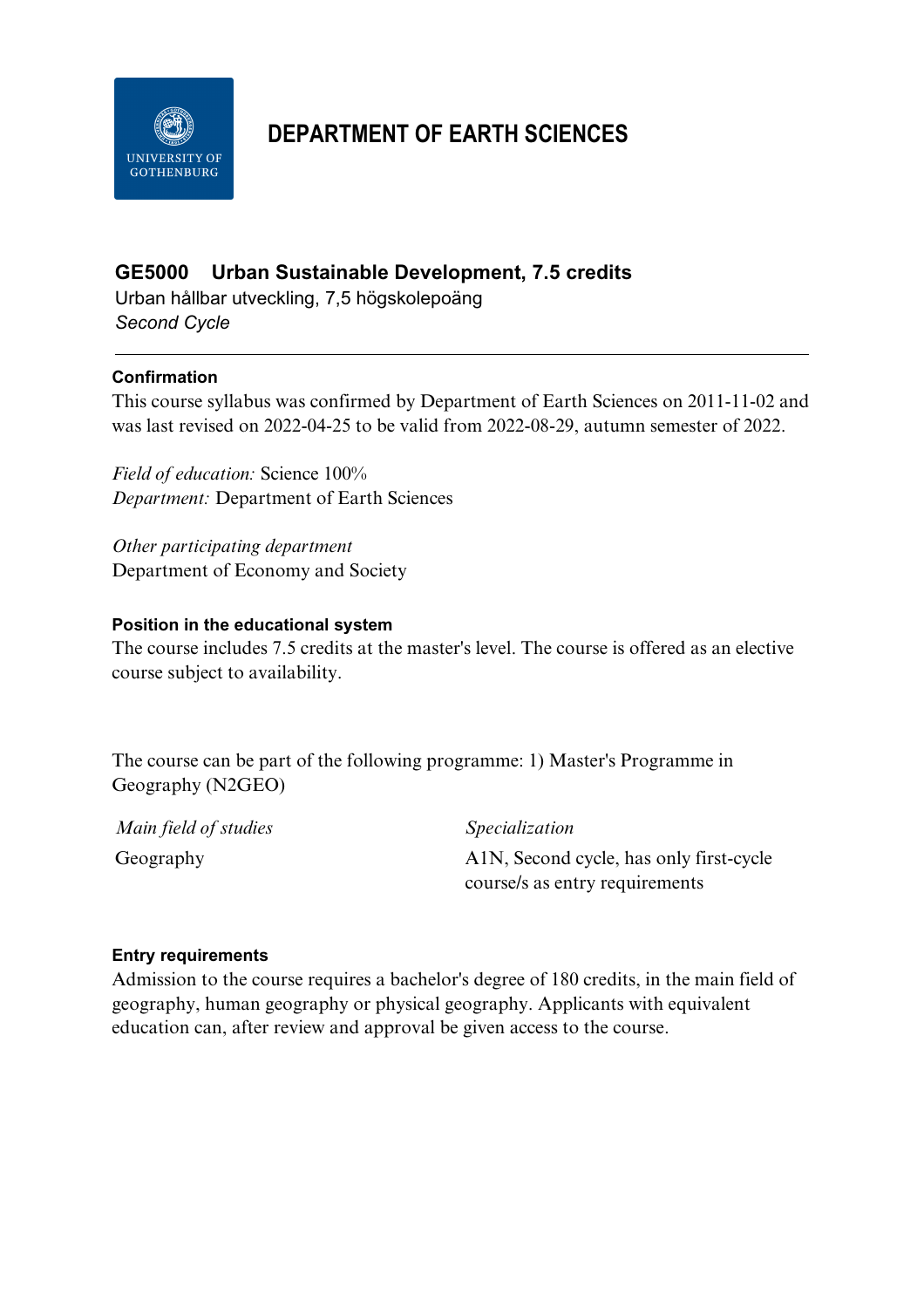# DEPARTMENT OF EARTH SCIENCES

## GE5000 Urban Sustainable Development, 7.5 credits

Urban hållbar utveckling, 7,5 högskolepoäng

*Second Cycle*

---

### Confirmation

This course syllabus was confirmed by Department of Earth Sciences on 2011-11-02 and was last revised on 2022-04-25 to be valid from 2022-08-29, autumn semester of 2022.

*Field of education:* Science 100%
*Department:* Department of Earth Sciences

*Other participating department*
Department of Economy and Society

### Position in the educational system

The course includes 7.5 credits at the master's level. The course is offered as an elective course subject to availability.

The course can be part of the following programme: 1) Master's Programme in Geography (N2GEO)

| *Main field of studies* | *Specialization* |
|---|---|
| Geography | A1N, Second cycle, has only first-cycle course/s as entry requirements |

### Entry requirements

Admission to the course requires a bachelor's degree of 180 credits, in the main field of geography, human geography or physical geography. Applicants with equivalent education can, after review and approval be given access to the course.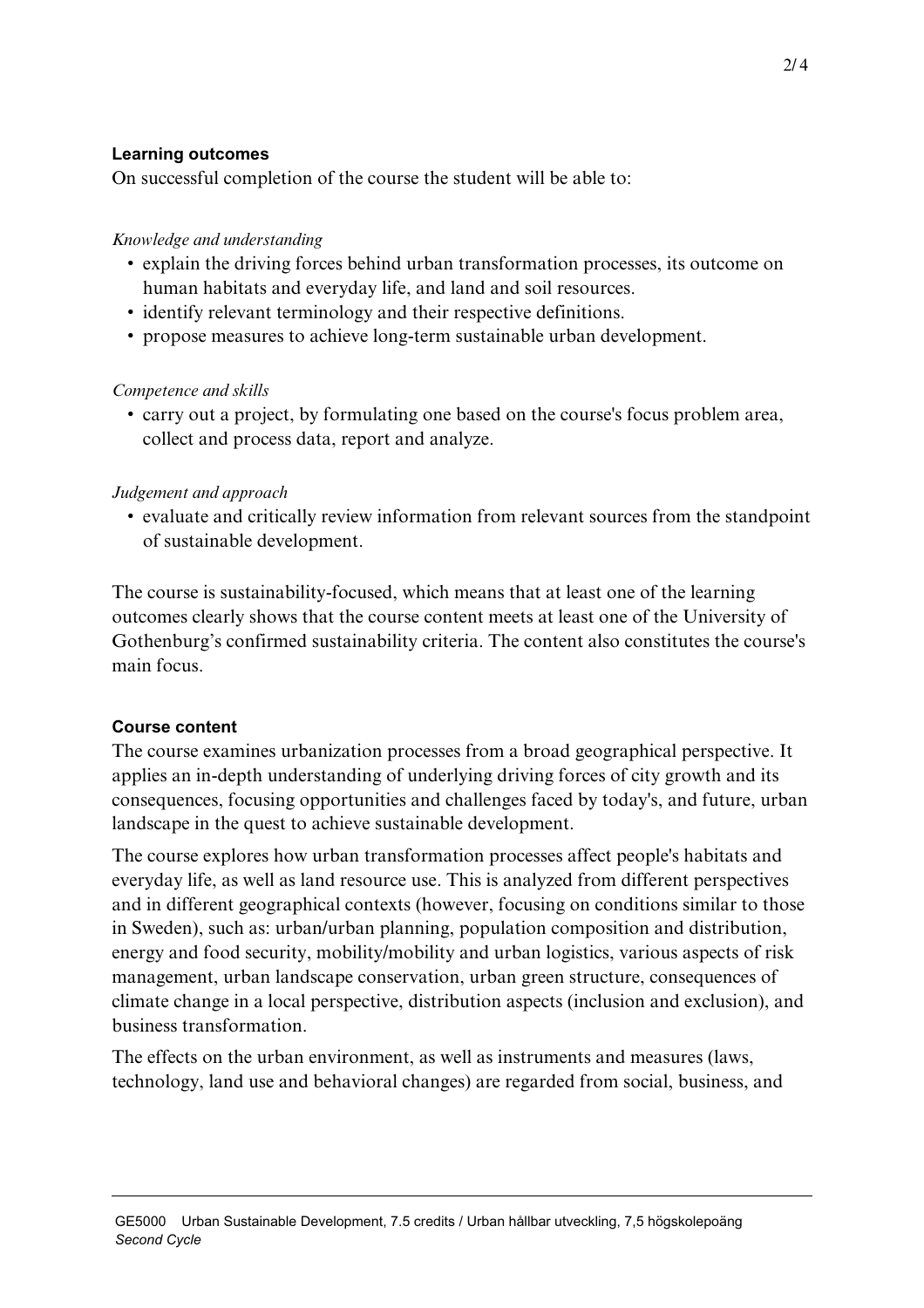### Learning outcomes

On successful completion of the course the student will be able to:

*Knowledge and understanding*

- explain the driving forces behind urban transformation processes, its outcome on human habitats and everyday life, and land and soil resources.
- identify relevant terminology and their respective definitions.
- propose measures to achieve long-term sustainable urban development.

*Competence and skills*

- carry out a project, by formulating one based on the course's focus problem area, collect and process data, report and analyze.

*Judgement and approach*

- evaluate and critically review information from relevant sources from the standpoint of sustainable development.

The course is sustainability-focused, which means that at least one of the learning outcomes clearly shows that the course content meets at least one of the University of Gothenburg's confirmed sustainability criteria. The content also constitutes the course's main focus.

### Course content

The course examines urbanization processes from a broad geographical perspective. It applies an in-depth understanding of underlying driving forces of city growth and its consequences, focusing opportunities and challenges faced by today's, and future, urban landscape in the quest to achieve sustainable development.

The course explores how urban transformation processes affect people's habitats and everyday life, as well as land resource use. This is analyzed from different perspectives and in different geographical contexts (however, focusing on conditions similar to those in Sweden), such as: urban/urban planning, population composition and distribution, energy and food security, mobility/mobility and urban logistics, various aspects of risk management, urban landscape conservation, urban green structure, consequences of climate change in a local perspective, distribution aspects (inclusion and exclusion), and business transformation.

The effects on the urban environment, as well as instruments and measures (laws, technology, land use and behavioral changes) are regarded from social, business, and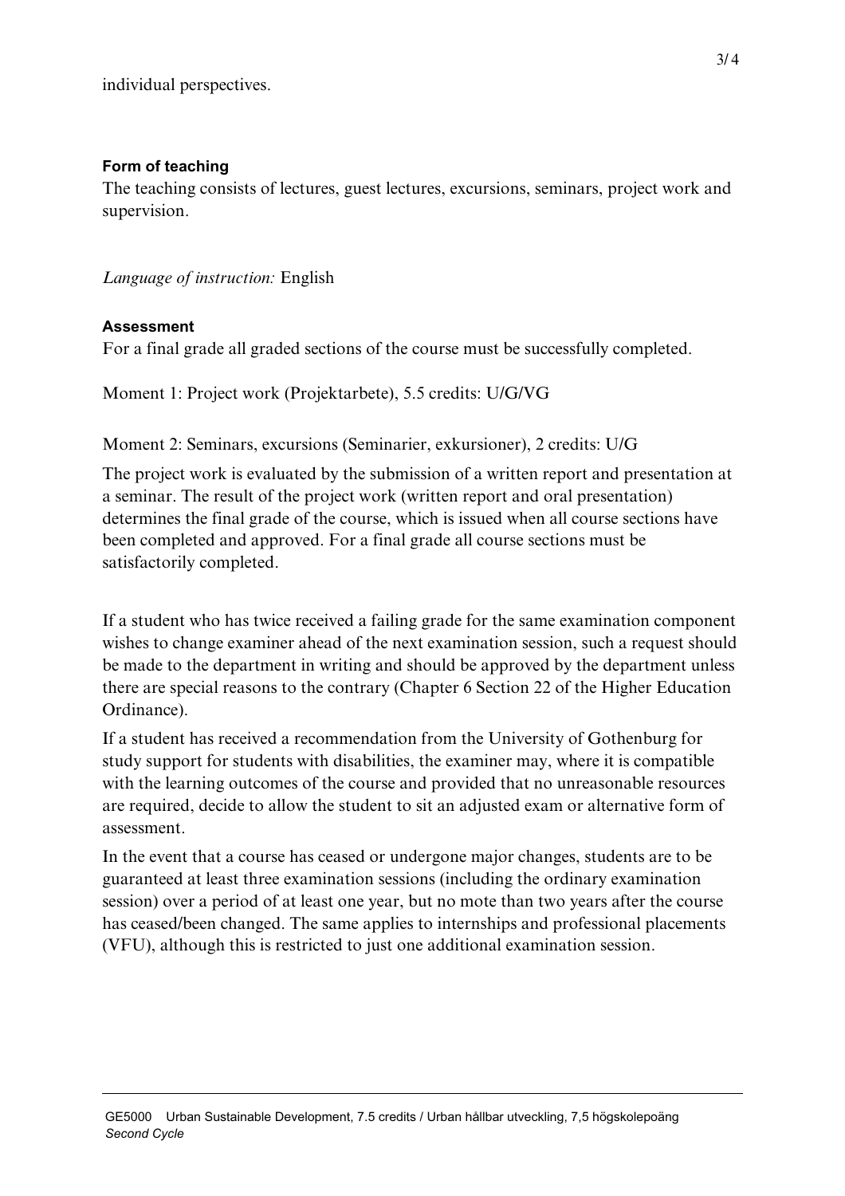individual perspectives.

### Form of teaching

The teaching consists of lectures, guest lectures, excursions, seminars, project work and supervision.

*Language of instruction:* English

### Assessment

For a final grade all graded sections of the course must be successfully completed.

Moment 1: Project work (Projektarbete), 5.5 credits: U/G/VG

Moment 2: Seminars, excursions (Seminarier, exkursioner), 2 credits: U/G

The project work is evaluated by the submission of a written report and presentation at a seminar. The result of the project work (written report and oral presentation) determines the final grade of the course, which is issued when all course sections have been completed and approved. For a final grade all course sections must be satisfactorily completed.

If a student who has twice received a failing grade for the same examination component wishes to change examiner ahead of the next examination session, such a request should be made to the department in writing and should be approved by the department unless there are special reasons to the contrary (Chapter 6 Section 22 of the Higher Education Ordinance).

If a student has received a recommendation from the University of Gothenburg for study support for students with disabilities, the examiner may, where it is compatible with the learning outcomes of the course and provided that no unreasonable resources are required, decide to allow the student to sit an adjusted exam or alternative form of assessment.

In the event that a course has ceased or undergone major changes, students are to be guaranteed at least three examination sessions (including the ordinary examination session) over a period of at least one year, but no mote than two years after the course has ceased/been changed. The same applies to internships and professional placements (VFU), although this is restricted to just one additional examination session.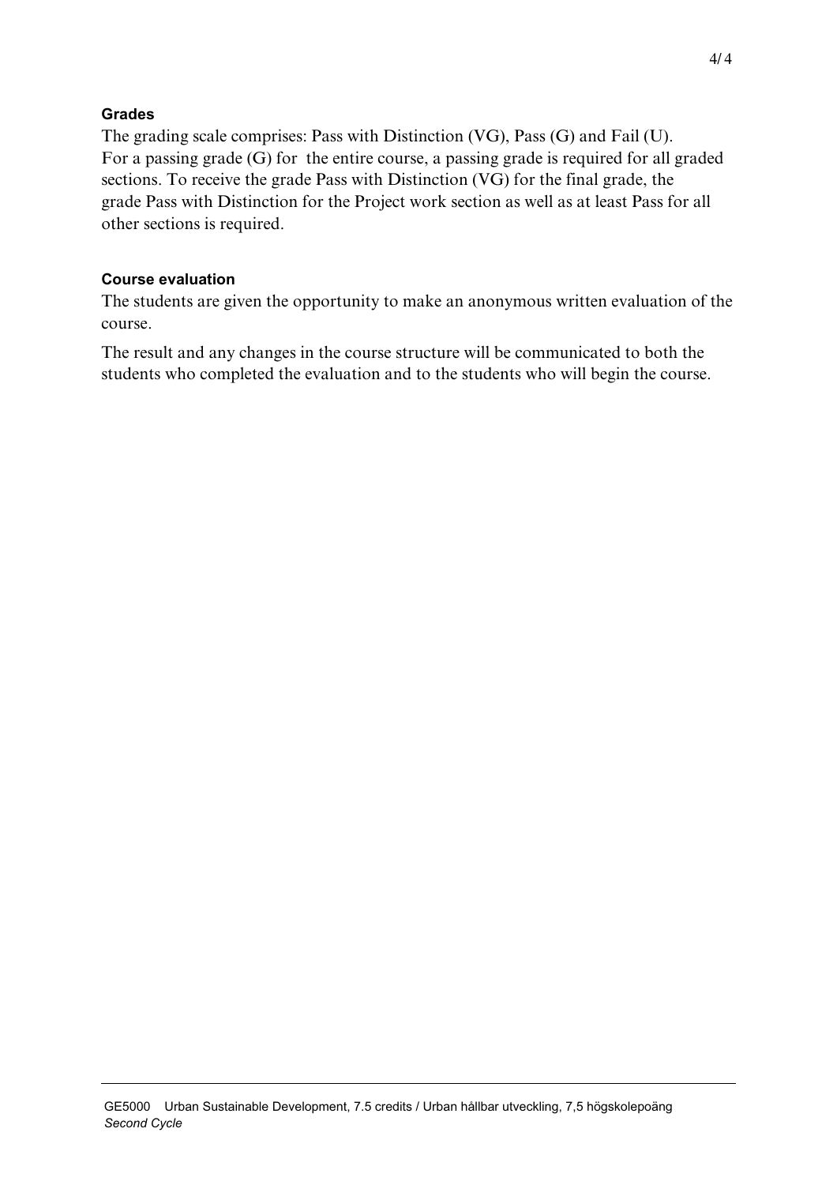### Grades

The grading scale comprises: Pass with Distinction (VG), Pass (G) and Fail (U).
For a passing grade (G) for the entire course, a passing grade is required for all graded sections. To receive the grade Pass with Distinction (VG) for the final grade, the grade Pass with Distinction for the Project work section as well as at least Pass for all other sections is required.

### Course evaluation

The students are given the opportunity to make an anonymous written evaluation of the course.

The result and any changes in the course structure will be communicated to both the students who completed the evaluation and to the students who will begin the course.